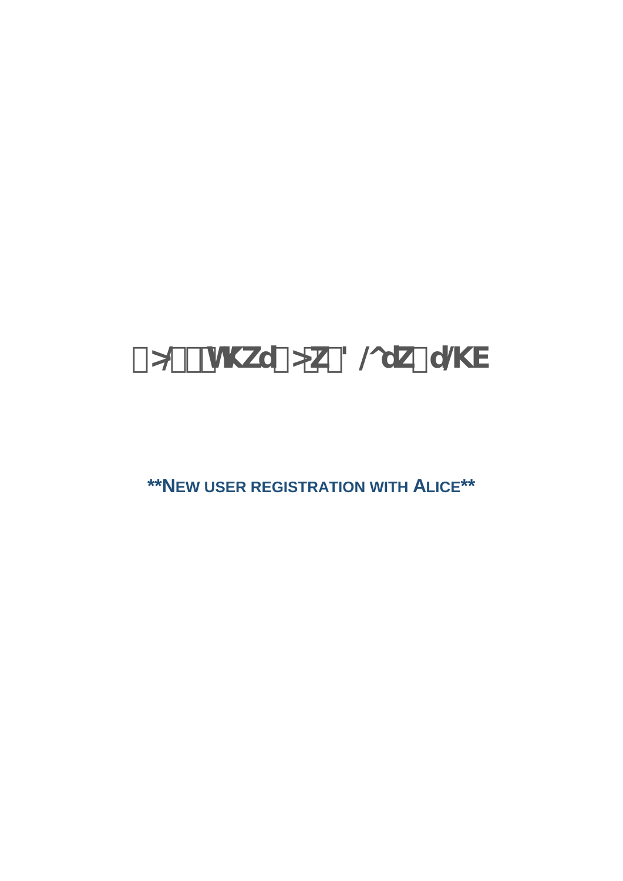# ÿ>/ÿÿÿVWKZdÿ>ZÿZ' /^dZÿd/KE

**\*\*NEW USER REGISTRATION WITH ALICE\*\***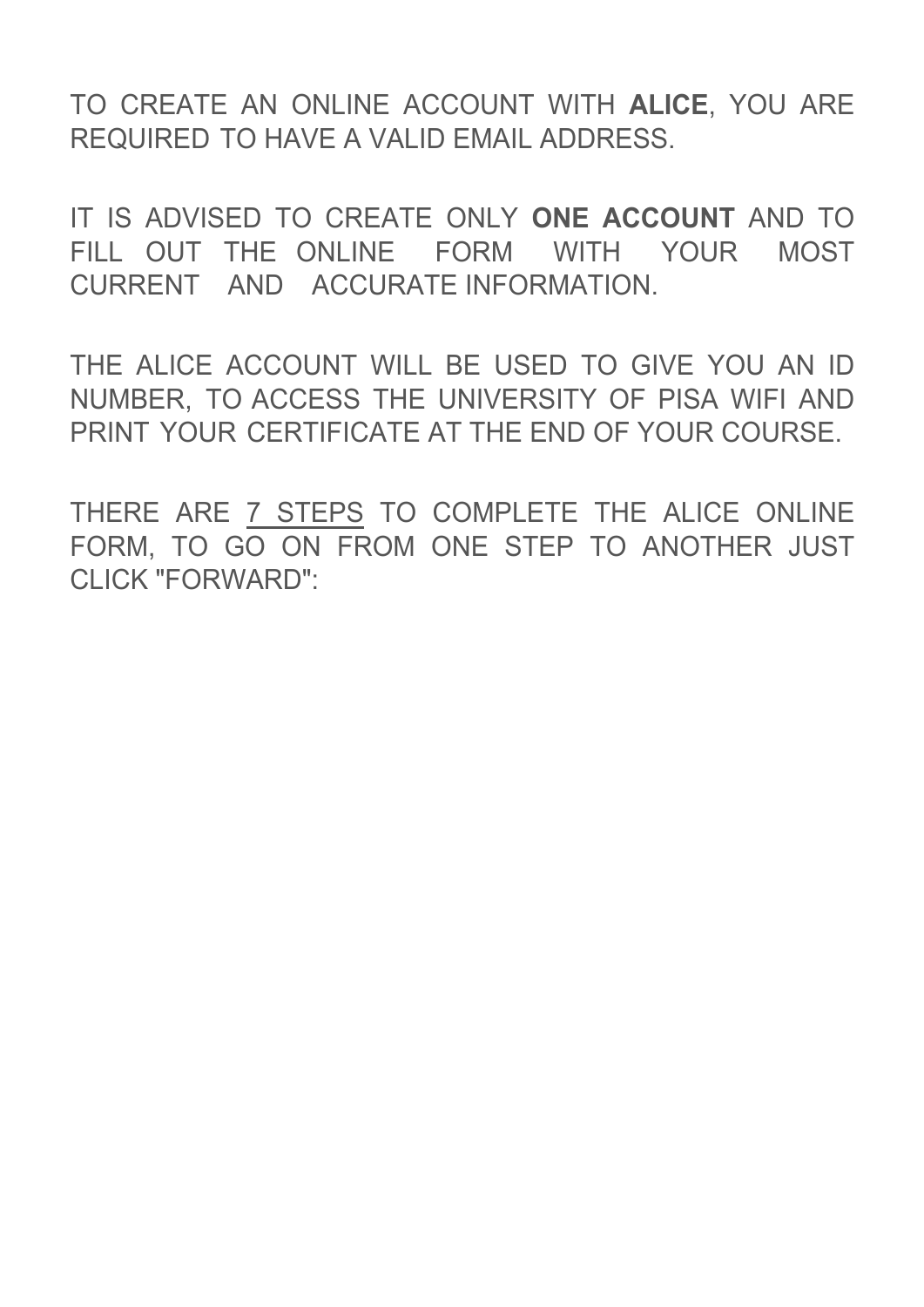TO CREATE AN ONLINE ACCOUNT WITH **ALICE**, YOU ARE REQUIRED TO HAVE A VALID EMAIL ADDRESS.

IT IS ADVISED TO CREATE ONLY **ONE ACCOUNT** AND TO FILL OUT THE ONLINE FORM WITH YOUR MOST CURRENT AND ACCURATE INFORMATION.

THE ALICE ACCOUNT WILL BE USED TO GIVE YOU AN ID NUMBER, TO ACCESS THE UNIVERSITY OF PISA WIFI AND PRINT YOUR CERTIFICATE AT THE END OF YOUR COURSE.

THERE ARE <u>7 STEPS</u> TO COMPLETE THE ALICE ONLINE FORM, TO GO ON FROM ONE STEP TO ANOTHER JUST CLICK "FORWARD":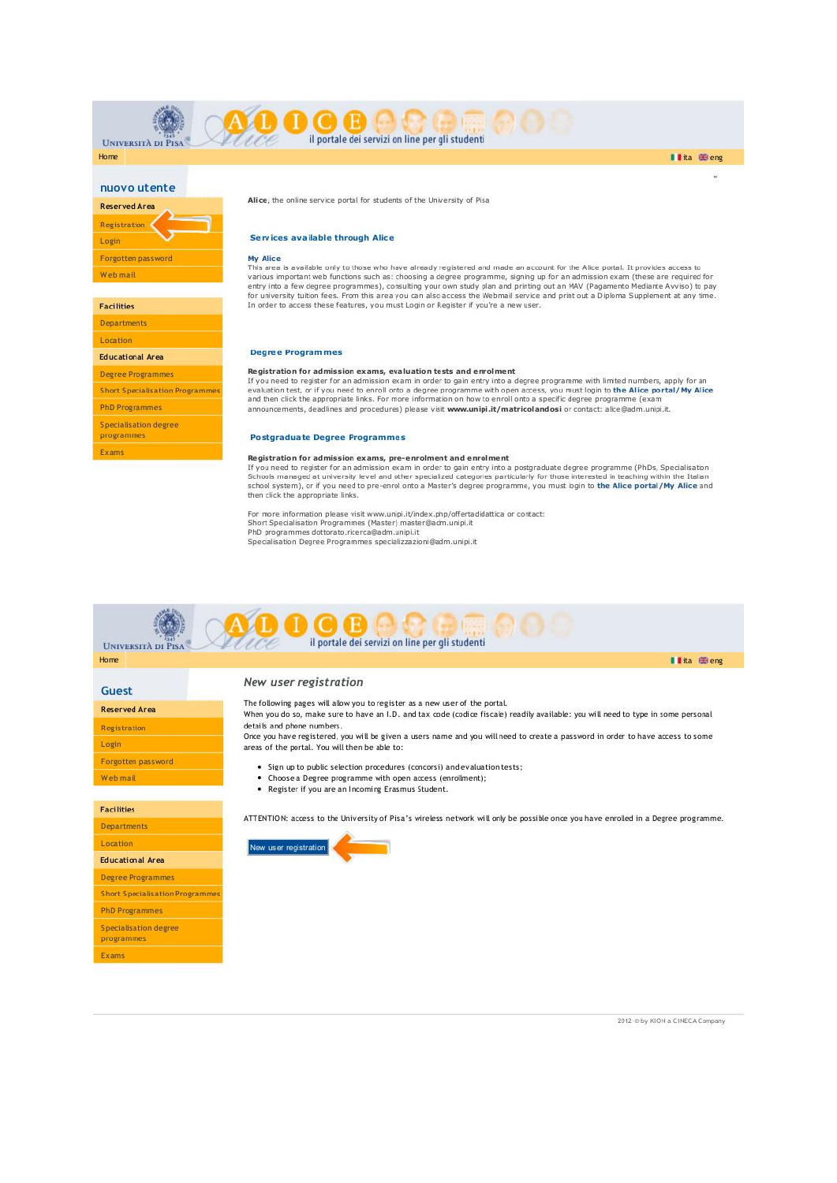UNIVERSITÀ DI PISA

ALICE il portale dei servizi on line per gli studenti

Home

ita eng

## nuovo utente

**Reserved Area**

- Registration
- Login
- Forgotten password
- Web mail

**Facilities**

- Departments
- Location

**Educational Area**

- Degree Programmes
- Short Specialisation Programmes
- PhD Programmes
- Specialisation degree programmes
- Exams

**Alice**, the online service portal for students of the University of Pisa

### Services available through Alice

**My Alice**

This area is available only to those who have already registered and made an account for the Alice portal. It provides access to various important web functions such as: choosing a degree programme, signing up for an admission exam (these are required for entry into a few degree programmes), consulting your own study plan and printing out an MAV (Pagamento Mediante Avviso) to pay for university tuition fees. From this area you can also access the Webmail service and print out a Diploma Supplement at any time. In order to access these features, you must Login or Register if you're a new user.

### Degree Programmes

**Registration for admission exams, evaluation tests and enrolment**

If you need to register for an admission exam in order to gain entry into a degree programme with limited numbers, apply for an evaluation test, or if you need to enroll onto a degree programme with open access, you must login to **the Alice portal/My Alice** and then click the appropriate links. For more information on how to enroll onto a specific degree programme (exam announcements, deadlines and procedures) please visit **www.unipi.it/matricolandosi** or contact: alice@adm.unipi.it.

### Postgraduate Degree Programmes

**Registration for admission exams, pre-enrolment and enrolment**

If you need to register for an admission exam in order to gain entry into a postgraduate degree programme (PhDs, Specialisation Schools managed at university level and other specialized categories particularly for those interested in teaching within the Italian school system), or if you need to pre-enrol onto a Master's degree programme, you must login to **the Alice portal/My Alice** and then click the appropriate links.

For more information please visit www.unipi.it/index.php/offertadidattica or contact:
Short Specialisation Programmes (Master) master@adm.unipi.it
PhD programmes dottorato.ricerca@adm.unipi.it
Specialisation Degree Programmes specializzazioni@adm.unipi.it

---

UNIVERSITÀ DI PISA

ALICE il portale dei servizi on line per gli studenti

Home

ita eng

## Guest

**Reserved Area**

- Registration
- Login
- Forgotten password
- Web mail

**Facilities**

- Departments
- Location

**Educational Area**

- Degree Programmes
- Short Specialisation Programmes
- PhD Programmes
- Specialisation degree programmes
- Exams

## *New user registration*

The following pages will allow you to register as a new user of the portal.
When you do so, make sure to have an I.D. and tax code (codice fiscale) readily available: you will need to type in some personal details and phone numbers.
Once you have registered, you will be given a users name and you will need to create a password in order to have access to some areas of the portal. You will then be able to:

- Sign up to public selection procedures (concorsi) and evaluation tests;
- Choose a Degree programme with open access (enrollment);
- Register if you are an Incoming Erasmus Student.

ATTENTION: access to the University of Pisa's wireless network will only be possible once you have enrolled in a Degree programme.

New user registration

2012 © by KION a CINECA Company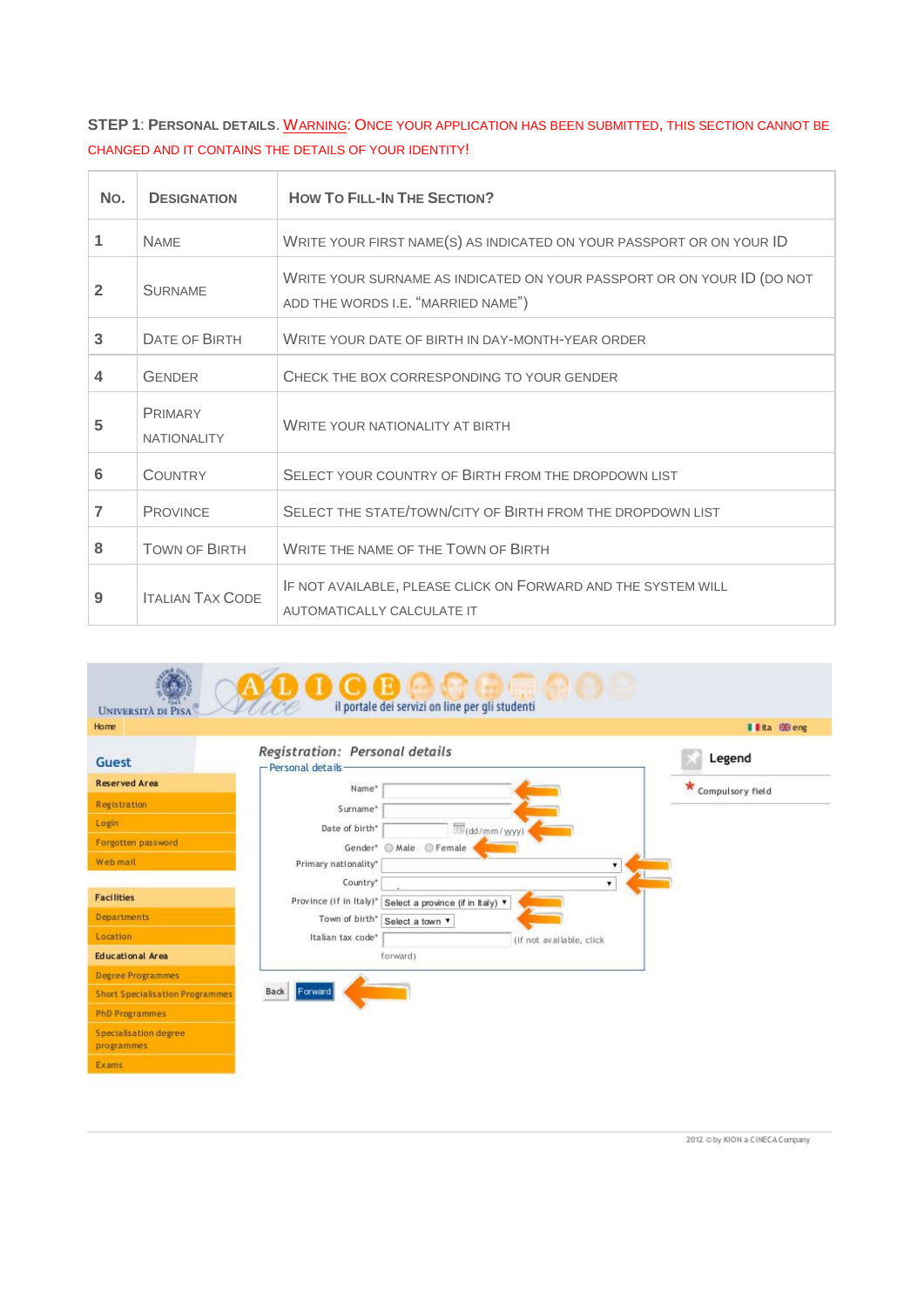**STEP 1**: **PERSONAL DETAILS**. WARNING: ONCE YOUR APPLICATION HAS BEEN SUBMITTED, THIS SECTION CANNOT BE CHANGED AND IT CONTAINS THE DETAILS OF YOUR IDENTITY!

| NO. | DESIGNATION | HOW TO FILL-IN THE SECTION? |
|---|---|---|
| 1 | NAME | WRITE YOUR FIRST NAME(S) AS INDICATED ON YOUR PASSPORT OR ON YOUR ID |
| 2 | SURNAME | WRITE YOUR SURNAME AS INDICATED ON YOUR PASSPORT OR ON YOUR ID (DO NOT ADD THE WORDS I.E. "MARRIED NAME") |
| 3 | DATE OF BIRTH | WRITE YOUR DATE OF BIRTH IN DAY-MONTH-YEAR ORDER |
| 4 | GENDER | CHECK THE BOX CORRESPONDING TO YOUR GENDER |
| 5 | PRIMARY NATIONALITY | WRITE YOUR NATIONALITY AT BIRTH |
| 6 | COUNTRY | SELECT YOUR COUNTRY OF BIRTH FROM THE DROPDOWN LIST |
| 7 | PROVINCE | SELECT THE STATE/TOWN/CITY OF BIRTH FROM THE DROPDOWN LIST |
| 8 | TOWN OF BIRTH | WRITE THE NAME OF THE TOWN OF BIRTH |
| 9 | ITALIAN TAX CODE | IF NOT AVAILABLE, PLEASE CLICK ON FORWARD AND THE SYSTEM WILL AUTOMATICALLY CALCULATE IT |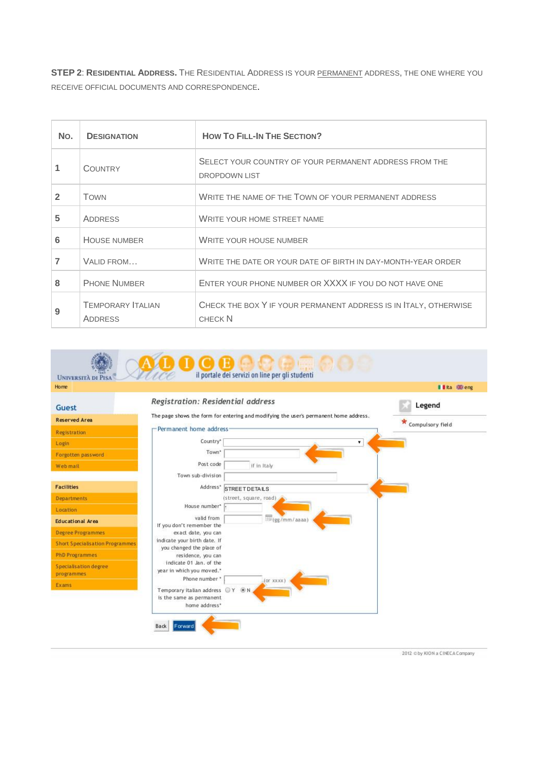**STEP 2**: **RESIDENTIAL ADDRESS.** THE RESIDENTIAL ADDRESS IS YOUR <u>PERMANENT</u> ADDRESS, THE ONE WHERE YOU RECEIVE OFFICIAL DOCUMENTS AND CORRESPONDENCE.

| NO. | DESIGNATION | HOW TO FILL-IN THE SECTION? |
|---|---|---|
| 1 | COUNTRY | SELECT YOUR COUNTRY OF YOUR PERMANENT ADDRESS FROM THE DROPDOWN LIST |
| 2 | TOWN | WRITE THE NAME OF THE TOWN OF YOUR PERMANENT ADDRESS |
| 5 | ADDRESS | WRITE YOUR HOME STREET NAME |
| 6 | HOUSE NUMBER | WRITE YOUR HOUSE NUMBER |
| 7 | VALID FROM… | WRITE THE DATE OR YOUR DATE OF BIRTH IN DAY-MONTH-YEAR ORDER |
| 8 | PHONE NUMBER | ENTER YOUR PHONE NUMBER OR XXXX IF YOU DO NOT HAVE ONE |
| 9 | TEMPORARY ITALIAN ADDRESS | CHECK THE BOX Y IF YOUR PERMANENT ADDRESS IS IN ITALY, OTHERWISE CHECK N |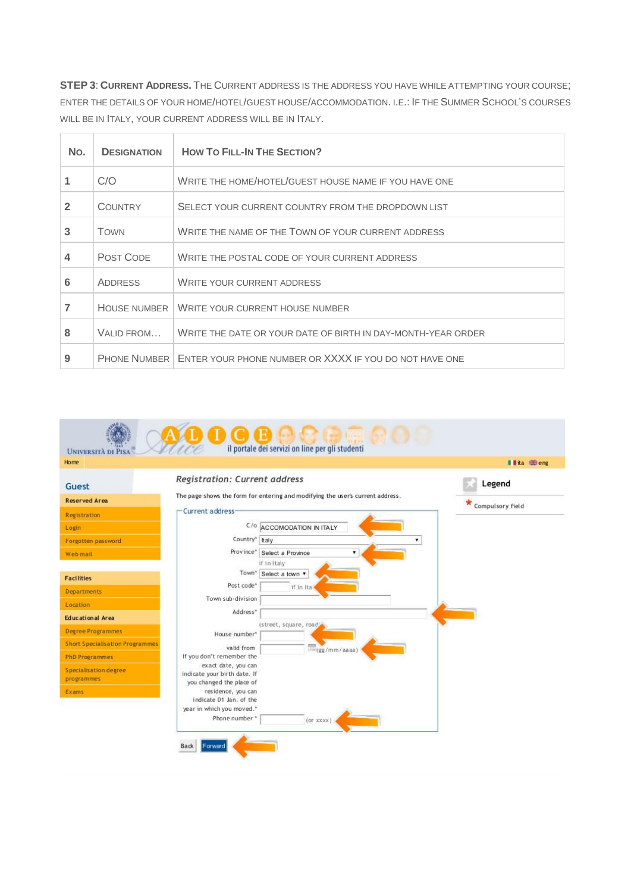**STEP 3**: **CURRENT ADDRESS.** THE CURRENT ADDRESS IS THE ADDRESS YOU HAVE WHILE ATTEMPTING YOUR COURSE; ENTER THE DETAILS OF YOUR HOME/HOTEL/GUEST HOUSE/ACCOMMODATION. I.E.: IF THE SUMMER SCHOOL'S COURSES WILL BE IN ITALY, YOUR CURRENT ADDRESS WILL BE IN ITALY.

| NO. | DESIGNATION | HOW TO FILL-IN THE SECTION? |
|---|---|---|
| 1 | C/O | WRITE THE HOME/HOTEL/GUEST HOUSE NAME IF YOU HAVE ONE |
| 2 | COUNTRY | SELECT YOUR CURRENT COUNTRY FROM THE DROPDOWN LIST |
| 3 | TOWN | WRITE THE NAME OF THE TOWN OF YOUR CURRENT ADDRESS |
| 4 | POST CODE | WRITE THE POSTAL CODE OF YOUR CURRENT ADDRESS |
| 6 | ADDRESS | WRITE YOUR CURRENT ADDRESS |
| 7 | HOUSE NUMBER | WRITE YOUR CURRENT HOUSE NUMBER |
| 8 | VALID FROM… | WRITE THE DATE OR YOUR DATE OF BIRTH IN DAY-MONTH-YEAR ORDER |
| 9 | PHONE NUMBER | ENTER YOUR PHONE NUMBER OR XXXX IF YOU DO NOT HAVE ONE |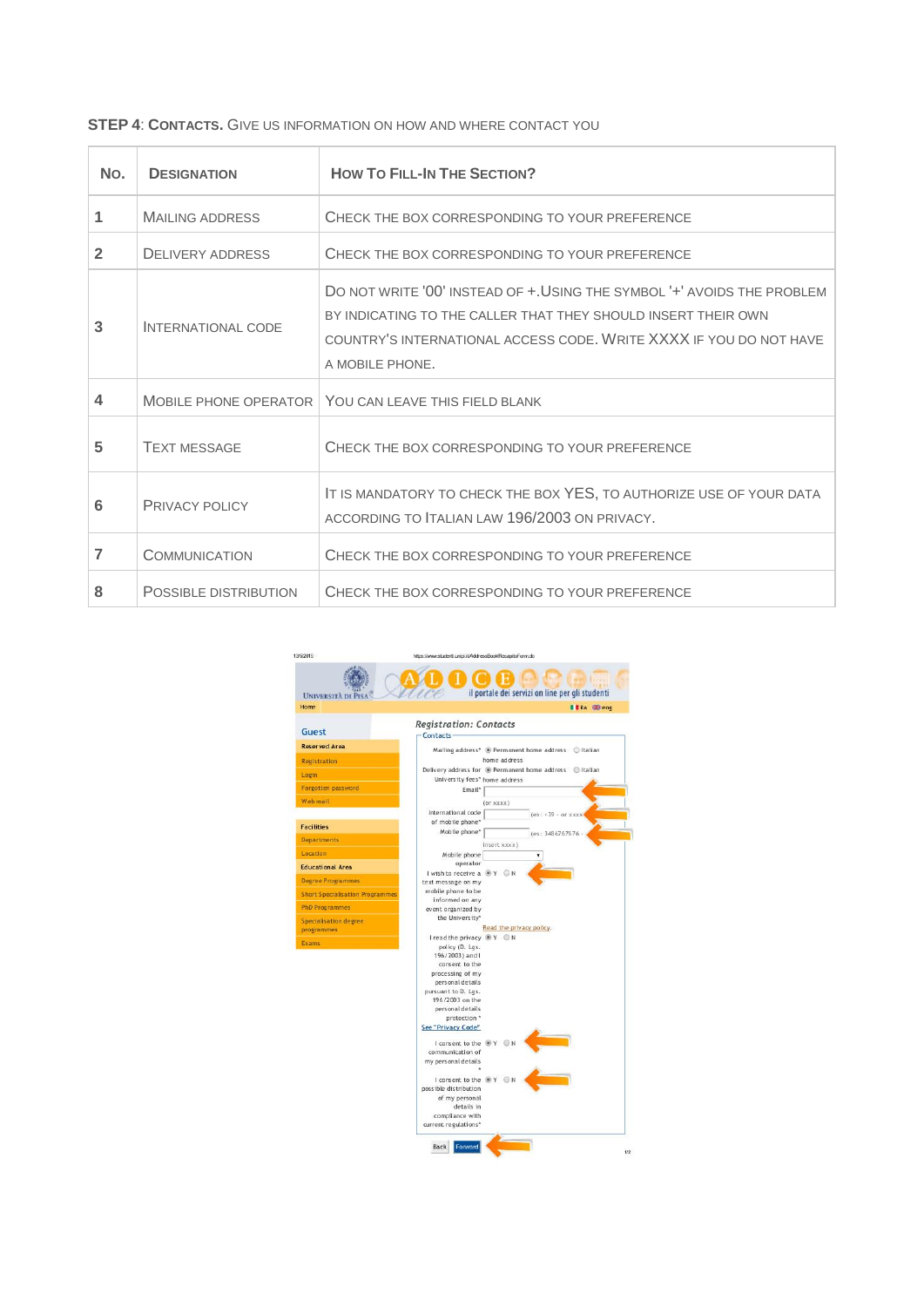**STEP 4**: **CONTACTS.** GIVE US INFORMATION ON HOW AND WHERE CONTACT YOU

| NO. | DESIGNATION | HOW TO FILL-IN THE SECTION? |
|---|---|---|
| 1 | MAILING ADDRESS | CHECK THE BOX CORRESPONDING TO YOUR PREFERENCE |
| 2 | DELIVERY ADDRESS | CHECK THE BOX CORRESPONDING TO YOUR PREFERENCE |
| 3 | INTERNATIONAL CODE | DO NOT WRITE '00' INSTEAD OF +.USING THE SYMBOL '+' AVOIDS THE PROBLEM BY INDICATING TO THE CALLER THAT THEY SHOULD INSERT THEIR OWN COUNTRY'S INTERNATIONAL ACCESS CODE. WRITE XXXX IF YOU DO NOT HAVE A MOBILE PHONE. |
| 4 | MOBILE PHONE OPERATOR | YOU CAN LEAVE THIS FIELD BLANK |
| 5 | TEXT MESSAGE | CHECK THE BOX CORRESPONDING TO YOUR PREFERENCE |
| 6 | PRIVACY POLICY | IT IS MANDATORY TO CHECK THE BOX YES, TO AUTHORIZE USE OF YOUR DATA ACCORDING TO ITALIAN LAW 196/2003 ON PRIVACY. |
| 7 | COMMUNICATION | CHECK THE BOX CORRESPONDING TO YOUR PREFERENCE |
| 8 | POSSIBLE DISTRIBUTION | CHECK THE BOX CORRESPONDING TO YOUR PREFERENCE |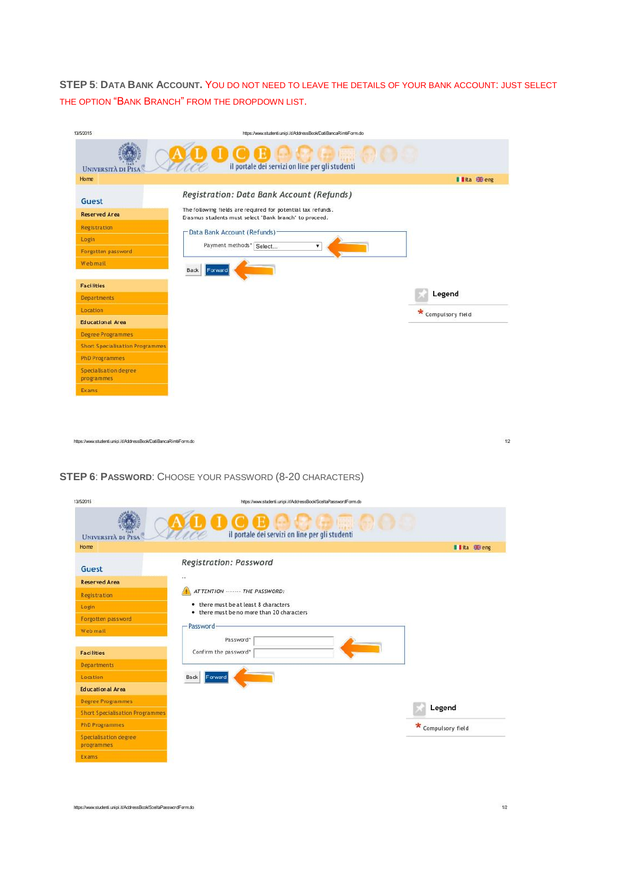**STEP 5**: **DATA BANK ACCOUNT.** YOU DO NOT NEED TO LEAVE THE DETAILS OF YOUR BANK ACCOUNT: JUST SELECT THE OPTION "BANK BRANCH" FROM THE DROPDOWN LIST.

13/5/2015 https://www.studenti.unipi.it/AddressBook/DatiBancaRimbForm.do

UNIVERSITÀ DI PISA — il portale dei servizi on line per gli studenti

Home — ita eng

**Guest**

- Reserved Area
- Registration
- Login
- Forgotten password
- Webmail

- Facilities
- Departments
- Location
- Educational Area
- Degree Programmes
- Short Specialisation Programmes
- PhD Programmes
- Specialisation degree programmes
- Exams

*Registration: Data Bank Account (Refunds)*

The following fields are required for potential tax refunds.
Erasmus students must select 'Bank branch' to proceed.

Data Bank Account (Refunds)

Payment methods* Select...

Back Forward

Legend

\* Compulsory field

https://www.studenti.unipi.it/AddressBook/DatiBancaRimbForm.do

**STEP 6**: **PASSWORD**: CHOOSE YOUR PASSWORD (8-20 CHARACTERS)

13/5/2015 https://www.studenti.unipi.it/AddressBook/SceltaPasswordForm.do

UNIVERSITÀ DI PISA — il portale dei servizi on line per gli studenti

Home — ita eng

**Guest**

- Reserved Area
- Registration
- Login
- Forgotten password
- Webmail

- Facilities
- Departments
- Location
- Educational Area
- Degree Programmes
- Short Specialisation Programmes
- PhD Programmes
- Specialisation degree programmes
- Exams

*Registration: Password*

..

*ATTENTION ------- THE PASSWORD:*

- there must be at least 8 characters
- there must be no more than 20 characters

Password

Password*

Confirm the password*

Back Forward

Legend

\* Compulsory field

https://www.studenti.unipi.it/AddressBook/SceltaPasswordForm.do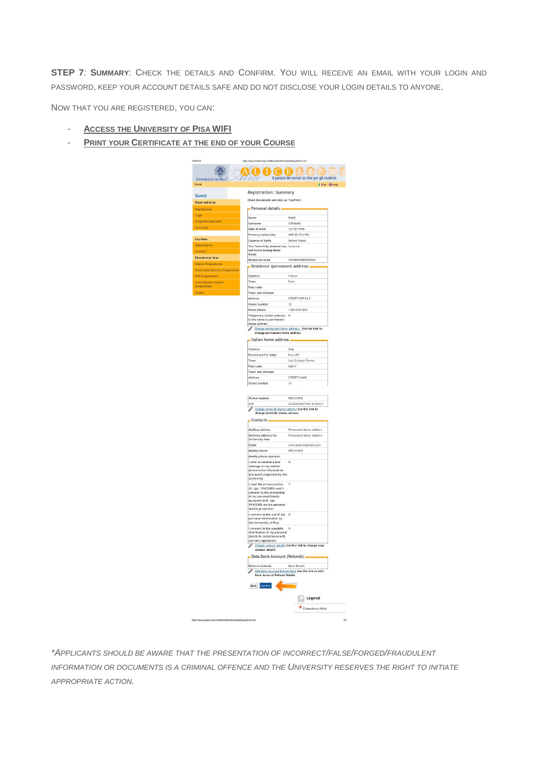**STEP 7**: **SUMMARY**: CHECK THE DETAILS AND CONFIRM. YOU WILL RECEIVE AN EMAIL WITH YOUR LOGIN AND PASSWORD, KEEP YOUR ACCOUNT DETAILS SAFE AND DO NOT DISCLOSE YOUR LOGIN DETAILS TO ANYONE.

NOW THAT YOU ARE REGISTERED, YOU CAN:

- **ACCESS THE UNIVERSITY OF PISA WIFI**
- **PRINT YOUR CERTIFICATE AT THE END OF YOUR COURSE**

*\*APPLICANTS SHOULD BE AWARE THAT THE PRESENTATION OF INCORRECT/FALSE/FORGED/FRAUDULENT INFORMATION OR DOCUMENTS IS A CRIMINAL OFFENCE AND THE UNIVERSITY RESERVES THE RIGHT TO INITIATE APPROPRIATE ACTION.*